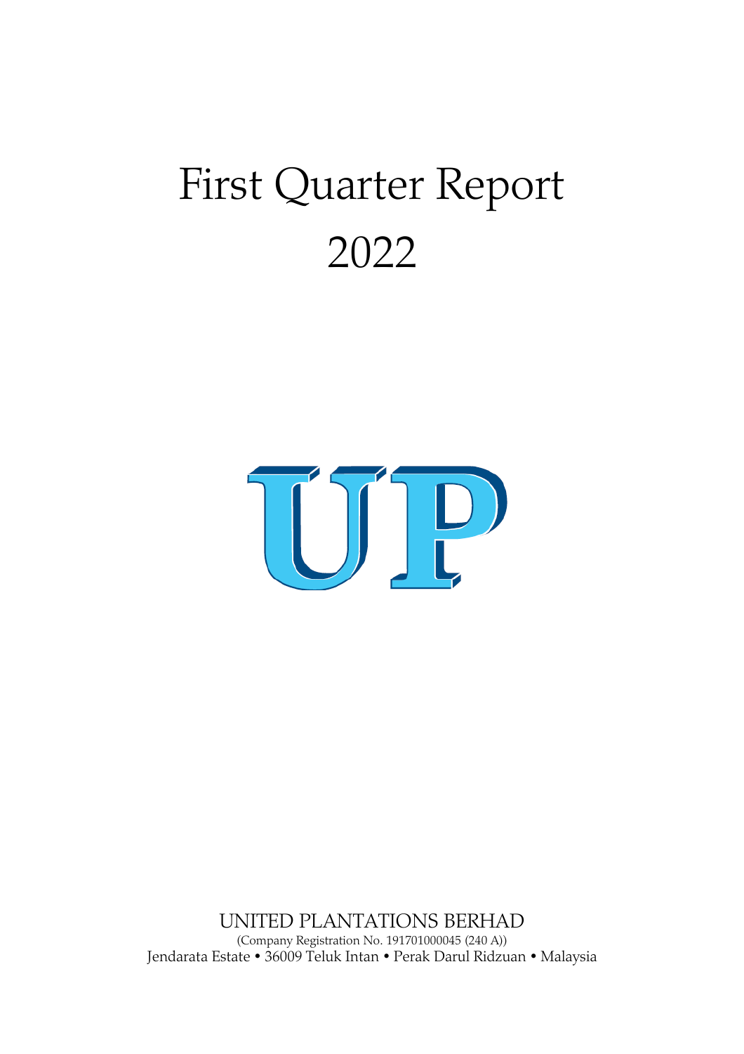# First Quarter Report 2022

UP

UNITED PLANTATIONS BERHAD

(Company Registration No. 191701000045 (240 A))

Jendarata Estate • 36009 Teluk Intan • Perak Darul Ridzuan • Malaysia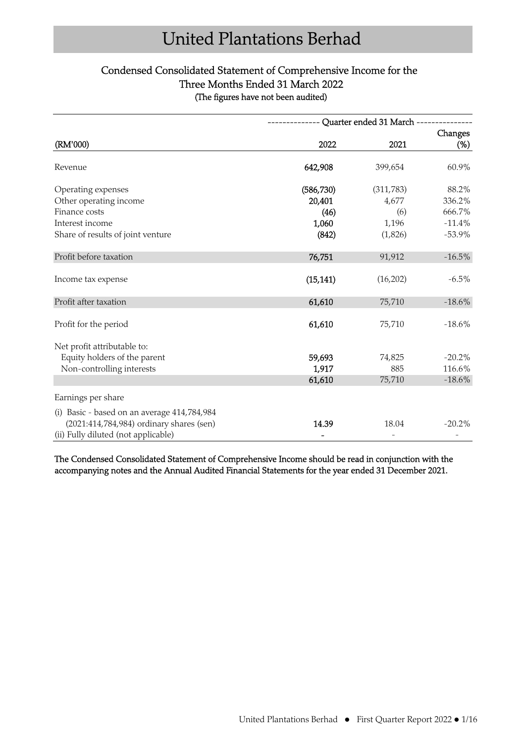# United Plantations Berhad

## Condensed Consolidated Statement of Comprehensive Income for the Three Months Ended 31 March 2022

(The figures have not been audited)

| (RM'000) | Quarter ended 31 March 2022 | 2021 | Changes (%) |
|---|---|---|---|
| Revenue | **642,908** | 399,654 | 60.9% |
| Operating expenses | **(586,730)** | (311,783) | 88.2% |
| Other operating income | **20,401** | 4,677 | 336.2% |
| Finance costs | **(46)** | (6) | 666.7% |
| Interest income | **1,060** | 1,196 | -11.4% |
| Share of results of joint venture | **(842)** | (1,826) | -53.9% |
| Profit before taxation | **76,751** | 91,912 | -16.5% |
| Income tax expense | **(15,141)** | (16,202) | -6.5% |
| Profit after taxation | **61,610** | 75,710 | -18.6% |
| Profit for the period | **61,610** | 75,710 | -18.6% |
| Net profit attributable to: | | | |
| Equity holders of the parent | **59,693** | 74,825 | -20.2% |
| Non-controlling interests | **1,917** | 885 | 116.6% |
| | **61,610** | 75,710 | -18.6% |
| Earnings per share | | | |
| (i) Basic - based on an average 414,784,984 (2021:414,784,984) ordinary shares (sen) | **14.39** | 18.04 | -20.2% |
| (ii) Fully diluted (not applicable) | **-** | - | - |

**The Condensed Consolidated Statement of Comprehensive Income should be read in conjunction with the accompanying notes and the Annual Audited Financial Statements for the year ended 31 December 2021.**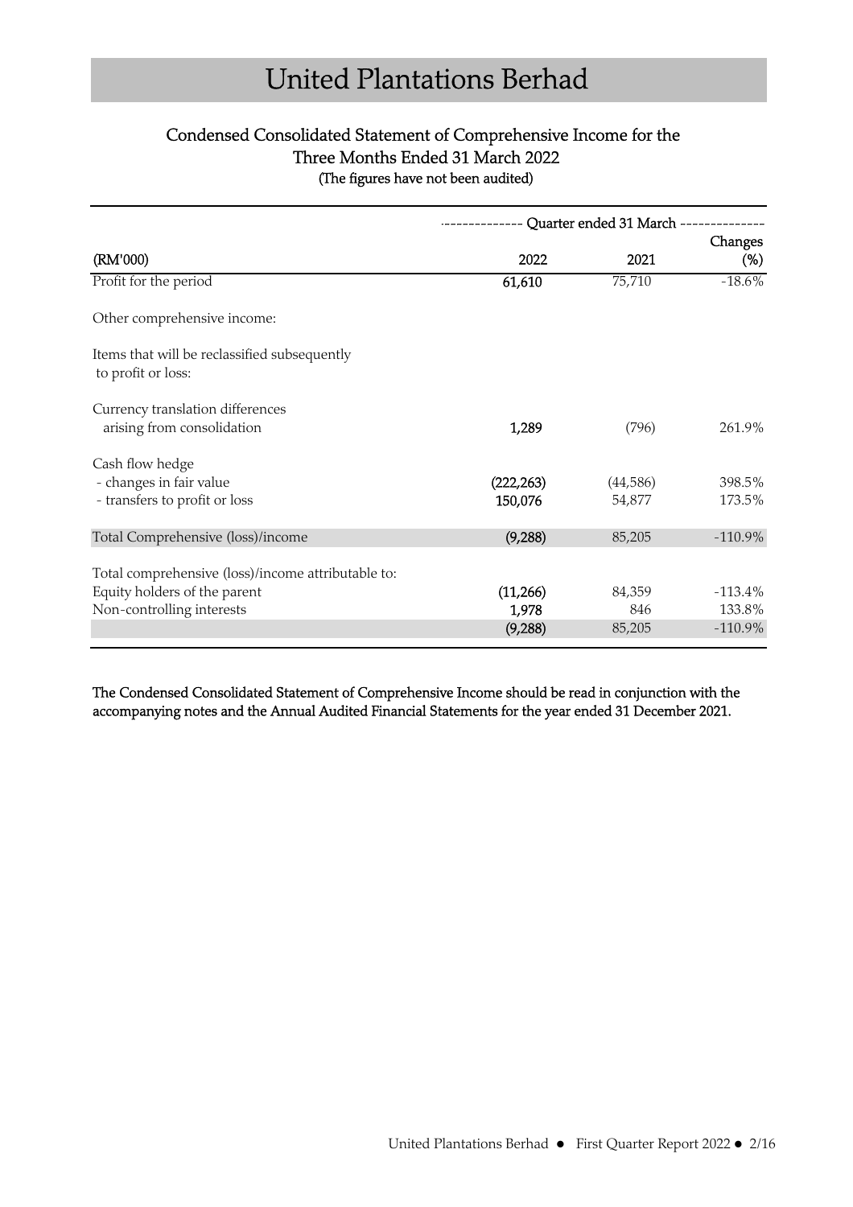# United Plantations Berhad

## Condensed Consolidated Statement of Comprehensive Income for the Three Months Ended 31 March 2022

(The figures have not been audited)

| (RM'000) | Quarter ended 31 March 2022 | 2021 | Changes (%) |
|---|---|---|---|
| Profit for the period | 61,610 | 75,710 | -18.6% |
| Other comprehensive income: | | | |
| Items that will be reclassified subsequently to profit or loss: | | | |
| Currency translation differences arising from consolidation | 1,289 | (796) | 261.9% |
| Cash flow hedge | | | |
| - changes in fair value | (222,263) | (44,586) | 398.5% |
| - transfers to profit or loss | 150,076 | 54,877 | 173.5% |
| Total Comprehensive (loss)/income | (9,288) | 85,205 | -110.9% |
| Total comprehensive (loss)/income attributable to: | | | |
| Equity holders of the parent | (11,266) | 84,359 | -113.4% |
| Non-controlling interests | 1,978 | 846 | 133.8% |
| | (9,288) | 85,205 | -110.9% |

**The Condensed Consolidated Statement of Comprehensive Income should be read in conjunction with the accompanying notes and the Annual Audited Financial Statements for the year ended 31 December 2021.**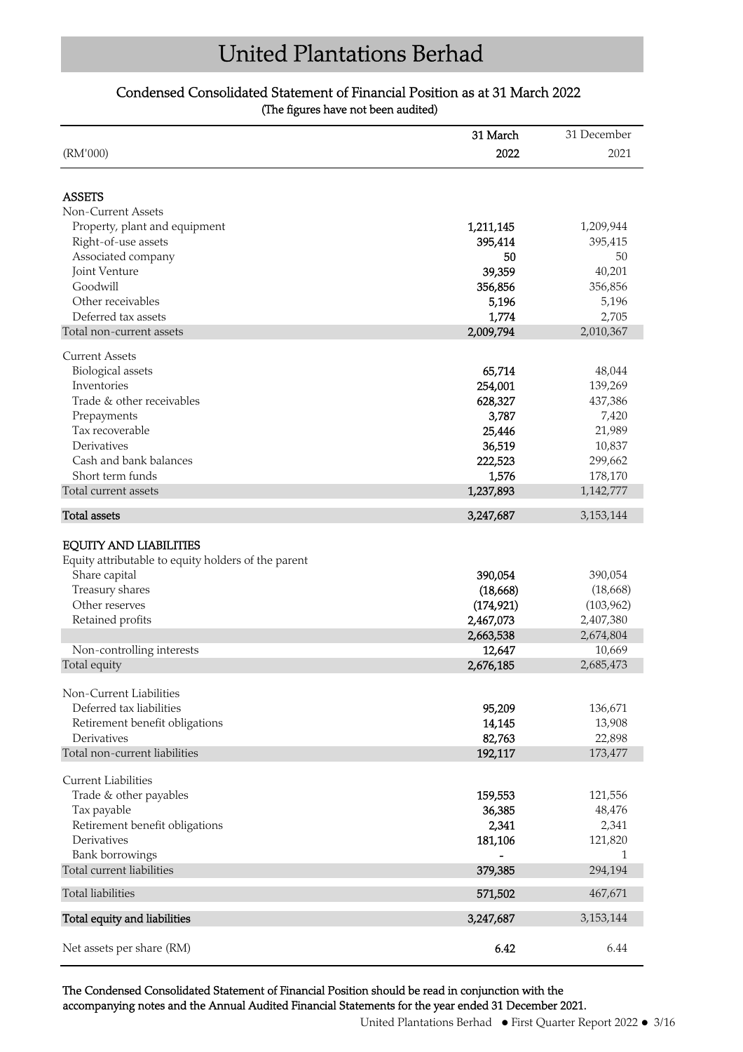# United Plantations Berhad

## Condensed Consolidated Statement of Financial Position as at 31 March 2022

(The figures have not been audited)

| (RM'000) | 31 March 2022 | 31 December 2021 |
|---|---|---|
| **ASSETS** | | |
| Non-Current Assets | | |
| Property, plant and equipment | 1,211,145 | 1,209,944 |
| Right-of-use assets | 395,414 | 395,415 |
| Associated company | 50 | 50 |
| Joint Venture | 39,359 | 40,201 |
| Goodwill | 356,856 | 356,856 |
| Other receivables | 5,196 | 5,196 |
| Deferred tax assets | 1,774 | 2,705 |
| Total non-current assets | 2,009,794 | 2,010,367 |
| Current Assets | | |
| Biological assets | 65,714 | 48,044 |
| Inventories | 254,001 | 139,269 |
| Trade & other receivables | 628,327 | 437,386 |
| Prepayments | 3,787 | 7,420 |
| Tax recoverable | 25,446 | 21,989 |
| Derivatives | 36,519 | 10,837 |
| Cash and bank balances | 222,523 | 299,662 |
| Short term funds | 1,576 | 178,170 |
| Total current assets | 1,237,893 | 1,142,777 |
| **Total assets** | 3,247,687 | 3,153,144 |
| **EQUITY AND LIABILITIES** | | |
| Equity attributable to equity holders of the parent | | |
| Share capital | 390,054 | 390,054 |
| Treasury shares | (18,668) | (18,668) |
| Other reserves | (174,921) | (103,962) |
| Retained profits | 2,467,073 | 2,407,380 |
| | 2,663,538 | 2,674,804 |
| Non-controlling interests | 12,647 | 10,669 |
| Total equity | 2,676,185 | 2,685,473 |
| Non-Current Liabilities | | |
| Deferred tax liabilities | 95,209 | 136,671 |
| Retirement benefit obligations | 14,145 | 13,908 |
| Derivatives | 82,763 | 22,898 |
| Total non-current liabilities | 192,117 | 173,477 |
| Current Liabilities | | |
| Trade & other payables | 159,553 | 121,556 |
| Tax payable | 36,385 | 48,476 |
| Retirement benefit obligations | 2,341 | 2,341 |
| Derivatives | 181,106 | 121,820 |
| Bank borrowings | - | 1 |
| Total current liabilities | 379,385 | 294,194 |
| Total liabilities | 571,502 | 467,671 |
| **Total equity and liabilities** | 3,247,687 | 3,153,144 |
| Net assets per share (RM) | 6.42 | 6.44 |

**The Condensed Consolidated Statement of Financial Position should be read in conjunction with the accompanying notes and the Annual Audited Financial Statements for the year ended 31 December 2021.**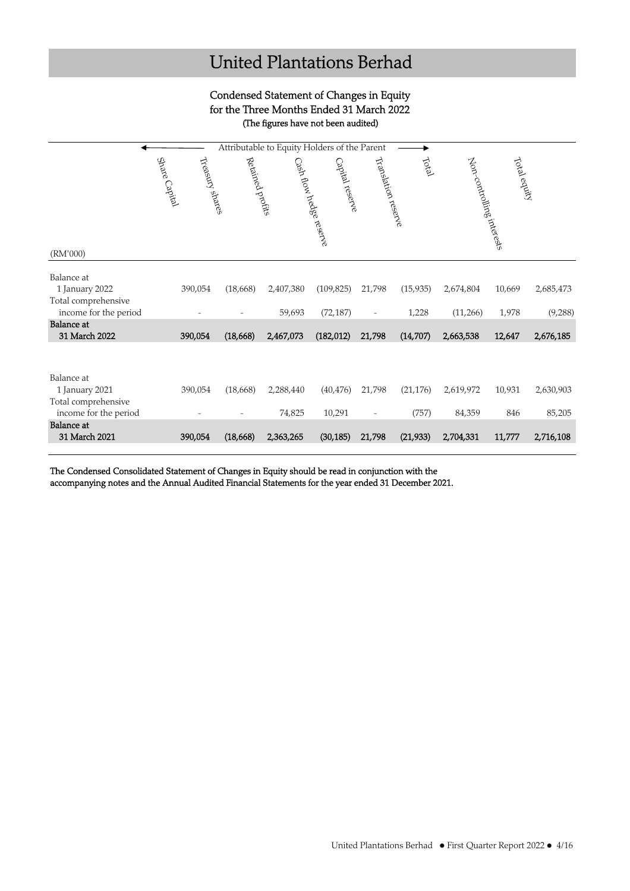# United Plantations Berhad

## Condensed Statement of Changes in Equity for the Three Months Ended 31 March 2022

**(The figures have not been audited)**

| | Attributable to Equity Holders of the Parent | | | | | | | | |
|---|---|---|---|---|---|---|---|---|---|
| (RM'000) | Share Capital | Treasury shares | Retained profits | Cash flow hedge reserve | Capital reserve | Translation reserve | Total | Non-controlling interests | Total equity |
| Balance at 1 January 2022 | 390,054 | (18,668) | 2,407,380 | (109,825) | 21,798 | (15,935) | 2,674,804 | 10,669 | 2,685,473 |
| Total comprehensive income for the period | - | - | 59,693 | (72,187) | - | 1,228 | (11,266) | 1,978 | (9,288) |
| **Balance at 31 March 2022** | **390,054** | **(18,668)** | **2,467,073** | **(182,012)** | **21,798** | **(14,707)** | **2,663,538** | **12,647** | **2,676,185** |
| | | | | | | | | | |
| Balance at 1 January 2021 | 390,054 | (18,668) | 2,288,440 | (40,476) | 21,798 | (21,176) | 2,619,972 | 10,931 | 2,630,903 |
| Total comprehensive income for the period | - | - | 74,825 | 10,291 | - | (757) | 84,359 | 846 | 85,205 |
| **Balance at 31 March 2021** | **390,054** | **(18,668)** | **2,363,265** | **(30,185)** | **21,798** | **(21,933)** | **2,704,331** | **11,777** | **2,716,108** |

**The Condensed Consolidated Statement of Changes in Equity should be read in conjunction with the accompanying notes and the Annual Audited Financial Statements for the year ended 31 December 2021.**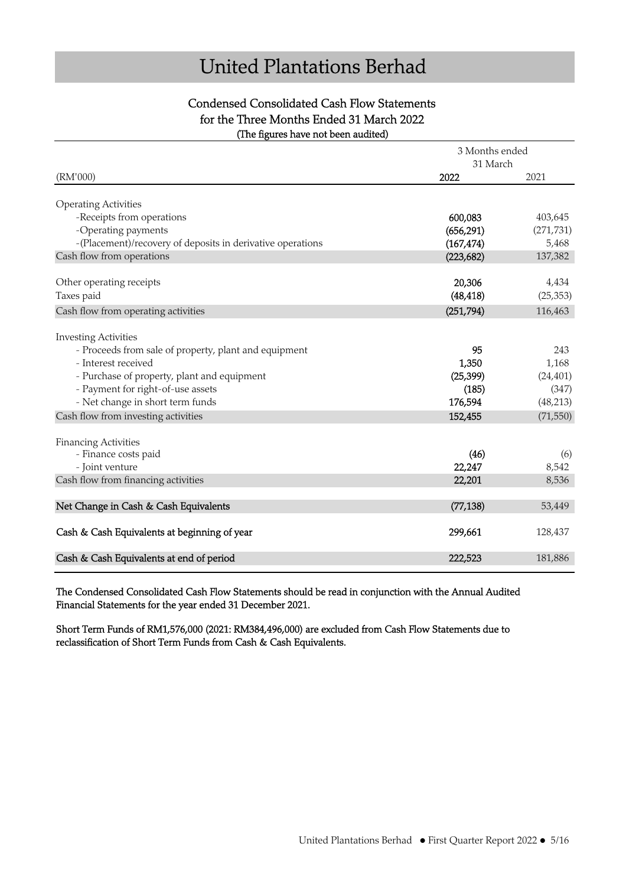# United Plantations Berhad

## Condensed Consolidated Cash Flow Statements
## for the Three Months Ended 31 March 2022
(The figures have not been audited)

| (RM'000) | 3 Months ended 31 March 2022 | 3 Months ended 31 March 2021 |
|---|---|---|
| **Operating Activities** | | |
| -Receipts from operations | 600,083 | 403,645 |
| -Operating payments | (656,291) | (271,731) |
| -(Placement)/recovery of deposits in derivative operations | (167,474) | 5,468 |
| Cash flow from operations | (223,682) | 137,382 |
| Other operating receipts | 20,306 | 4,434 |
| Taxes paid | (48,418) | (25,353) |
| Cash flow from operating activities | (251,794) | 116,463 |
| **Investing Activities** | | |
| - Proceeds from sale of property, plant and equipment | 95 | 243 |
| - Interest received | 1,350 | 1,168 |
| - Purchase of property, plant and equipment | (25,399) | (24,401) |
| - Payment for right-of-use assets | (185) | (347) |
| - Net change in short term funds | 176,594 | (48,213) |
| Cash flow from investing activities | 152,455 | (71,550) |
| **Financing Activities** | | |
| - Finance costs paid | (46) | (6) |
| - Joint venture | 22,247 | 8,542 |
| Cash flow from financing activities | 22,201 | 8,536 |
| **Net Change in Cash & Cash Equivalents** | (77,138) | 53,449 |
| **Cash & Cash Equivalents at beginning of year** | 299,661 | 128,437 |
| **Cash & Cash Equivalents at end of period** | 222,523 | 181,886 |

The Condensed Consolidated Cash Flow Statements should be read in conjunction with the Annual Audited Financial Statements for the year ended 31 December 2021.

Short Term Funds of RM1,576,000 (2021: RM384,496,000) are excluded from Cash Flow Statements due to reclassification of Short Term Funds from Cash & Cash Equivalents.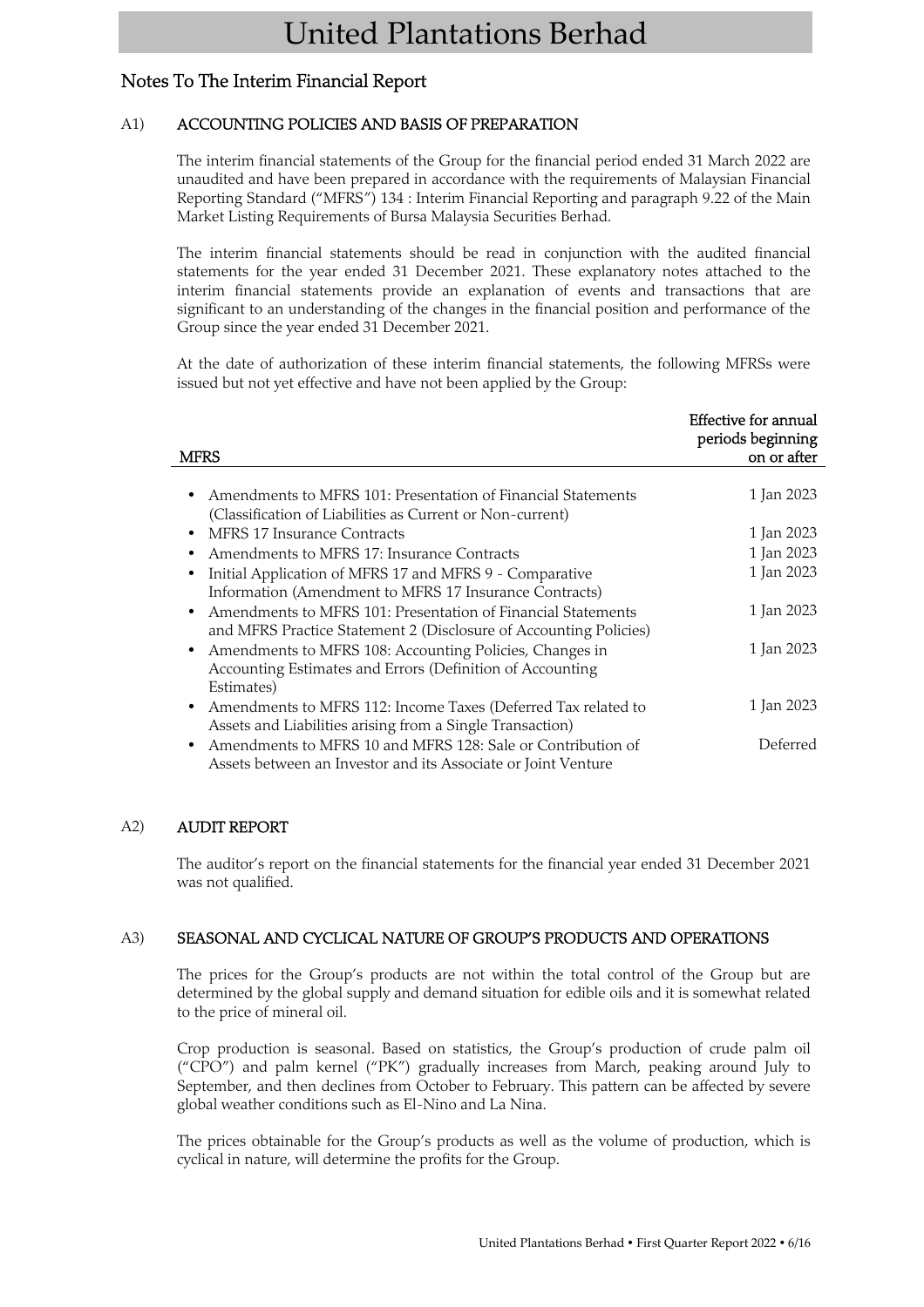## Notes To The Interim Financial Report

### A1) ACCOUNTING POLICIES AND BASIS OF PREPARATION

The interim financial statements of the Group for the financial period ended 31 March 2022 are unaudited and have been prepared in accordance with the requirements of Malaysian Financial Reporting Standard ("MFRS") 134 : Interim Financial Reporting and paragraph 9.22 of the Main Market Listing Requirements of Bursa Malaysia Securities Berhad.

The interim financial statements should be read in conjunction with the audited financial statements for the year ended 31 December 2021. These explanatory notes attached to the interim financial statements provide an explanation of events and transactions that are significant to an understanding of the changes in the financial position and performance of the Group since the year ended 31 December 2021.

At the date of authorization of these interim financial statements, the following MFRSs were issued but not yet effective and have not been applied by the Group:

| MFRS | Effective for annual periods beginning on or after |
|---|---|
| • Amendments to MFRS 101: Presentation of Financial Statements (Classification of Liabilities as Current or Non-current) | 1 Jan 2023 |
| • MFRS 17 Insurance Contracts | 1 Jan 2023 |
| • Amendments to MFRS 17: Insurance Contracts | 1 Jan 2023 |
| • Initial Application of MFRS 17 and MFRS 9 - Comparative Information (Amendment to MFRS 17 Insurance Contracts) | 1 Jan 2023 |
| • Amendments to MFRS 101: Presentation of Financial Statements and MFRS Practice Statement 2 (Disclosure of Accounting Policies) | 1 Jan 2023 |
| • Amendments to MFRS 108: Accounting Policies, Changes in Accounting Estimates and Errors (Definition of Accounting Estimates) | 1 Jan 2023 |
| • Amendments to MFRS 112: Income Taxes (Deferred Tax related to Assets and Liabilities arising from a Single Transaction) | 1 Jan 2023 |
| • Amendments to MFRS 10 and MFRS 128: Sale or Contribution of Assets between an Investor and its Associate or Joint Venture | Deferred |

### A2) AUDIT REPORT

The auditor's report on the financial statements for the financial year ended 31 December 2021 was not qualified.

### A3) SEASONAL AND CYCLICAL NATURE OF GROUP'S PRODUCTS AND OPERATIONS

The prices for the Group's products are not within the total control of the Group but are determined by the global supply and demand situation for edible oils and it is somewhat related to the price of mineral oil.

Crop production is seasonal. Based on statistics, the Group's production of crude palm oil ("CPO") and palm kernel ("PK") gradually increases from March, peaking around July to September, and then declines from October to February. This pattern can be affected by severe global weather conditions such as El-Nino and La Nina.

The prices obtainable for the Group's products as well as the volume of production, which is cyclical in nature, will determine the profits for the Group.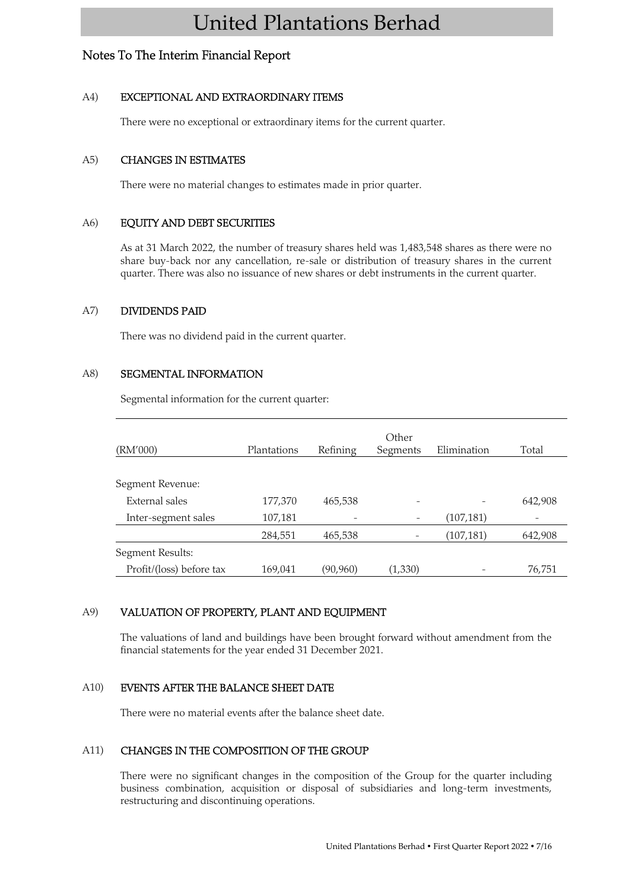# United Plantations Berhad

## Notes To The Interim Financial Report

### A4) EXCEPTIONAL AND EXTRAORDINARY ITEMS

There were no exceptional or extraordinary items for the current quarter.

### A5) CHANGES IN ESTIMATES

There were no material changes to estimates made in prior quarter.

### A6) EQUITY AND DEBT SECURITIES

As at 31 March 2022, the number of treasury shares held was 1,483,548 shares as there were no share buy-back nor any cancellation, re-sale or distribution of treasury shares in the current quarter. There was also no issuance of new shares or debt instruments in the current quarter.

### A7) DIVIDENDS PAID

There was no dividend paid in the current quarter.

### A8) SEGMENTAL INFORMATION

Segmental information for the current quarter:

| (RM'000) | Plantations | Refining | Other Segments | Elimination | Total |
|---|---|---|---|---|---|
| Segment Revenue: | | | | | |
| External sales | 177,370 | 465,538 | - | - | 642,908 |
| Inter-segment sales | 107,181 | - | - | (107,181) | - |
| | 284,551 | 465,538 | - | (107,181) | 642,908 |
| Segment Results: | | | | | |
| Profit/(loss) before tax | 169,041 | (90,960) | (1,330) | - | 76,751 |

### A9) VALUATION OF PROPERTY, PLANT AND EQUIPMENT

The valuations of land and buildings have been brought forward without amendment from the financial statements for the year ended 31 December 2021.

### A10) EVENTS AFTER THE BALANCE SHEET DATE

There were no material events after the balance sheet date.

### A11) CHANGES IN THE COMPOSITION OF THE GROUP

There were no significant changes in the composition of the Group for the quarter including business combination, acquisition or disposal of subsidiaries and long-term investments, restructuring and discontinuing operations.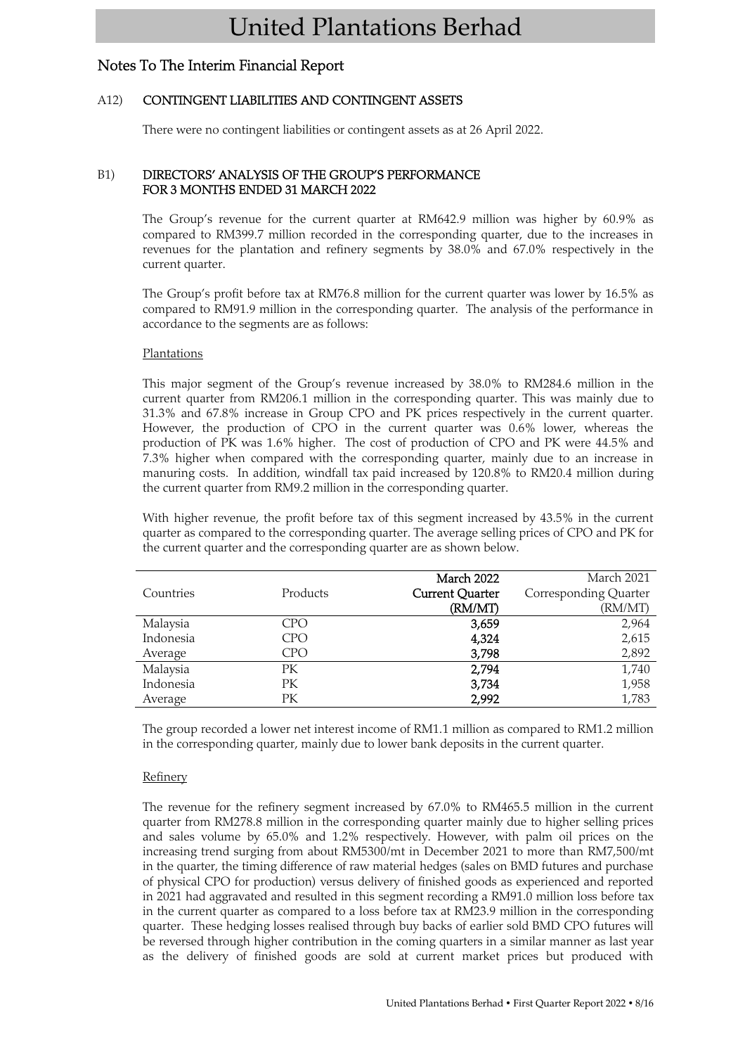## Notes To The Interim Financial Report

### A12) CONTINGENT LIABILITIES AND CONTINGENT ASSETS

There were no contingent liabilities or contingent assets as at 26 April 2022.

### B1) DIRECTORS' ANALYSIS OF THE GROUP'S PERFORMANCE FOR 3 MONTHS ENDED 31 MARCH 2022

The Group's revenue for the current quarter at RM642.9 million was higher by 60.9% as compared to RM399.7 million recorded in the corresponding quarter, due to the increases in revenues for the plantation and refinery segments by 38.0% and 67.0% respectively in the current quarter.

The Group's profit before tax at RM76.8 million for the current quarter was lower by 16.5% as compared to RM91.9 million in the corresponding quarter. The analysis of the performance in accordance to the segments are as follows:

Plantations

This major segment of the Group's revenue increased by 38.0% to RM284.6 million in the current quarter from RM206.1 million in the corresponding quarter. This was mainly due to 31.3% and 67.8% increase in Group CPO and PK prices respectively in the current quarter. However, the production of CPO in the current quarter was 0.6% lower, whereas the production of PK was 1.6% higher. The cost of production of CPO and PK were 44.5% and 7.3% higher when compared with the corresponding quarter, mainly due to an increase in manuring costs. In addition, windfall tax paid increased by 120.8% to RM20.4 million during the current quarter from RM9.2 million in the corresponding quarter.

With higher revenue, the profit before tax of this segment increased by 43.5% in the current quarter as compared to the corresponding quarter. The average selling prices of CPO and PK for the current quarter and the corresponding quarter are as shown below.

| Countries | Products | **March 2022 Current Quarter (RM/MT)** | March 2021 Corresponding Quarter (RM/MT) |
|---|---|---|---|
| Malaysia | CPO | **3,659** | 2,964 |
| Indonesia | CPO | **4,324** | 2,615 |
| Average | CPO | **3,798** | 2,892 |
| Malaysia | PK | **2,794** | 1,740 |
| Indonesia | PK | **3,734** | 1,958 |
| Average | PK | **2,992** | 1,783 |

The group recorded a lower net interest income of RM1.1 million as compared to RM1.2 million in the corresponding quarter, mainly due to lower bank deposits in the current quarter.

Refinery

The revenue for the refinery segment increased by 67.0% to RM465.5 million in the current quarter from RM278.8 million in the corresponding quarter mainly due to higher selling prices and sales volume by 65.0% and 1.2% respectively. However, with palm oil prices on the increasing trend surging from about RM5300/mt in December 2021 to more than RM7,500/mt in the quarter, the timing difference of raw material hedges (sales on BMD futures and purchase of physical CPO for production) versus delivery of finished goods as experienced and reported in 2021 had aggravated and resulted in this segment recording a RM91.0 million loss before tax in the current quarter as compared to a loss before tax at RM23.9 million in the corresponding quarter. These hedging losses realised through buy backs of earlier sold BMD CPO futures will be reversed through higher contribution in the coming quarters in a similar manner as last year as the delivery of finished goods are sold at current market prices but produced with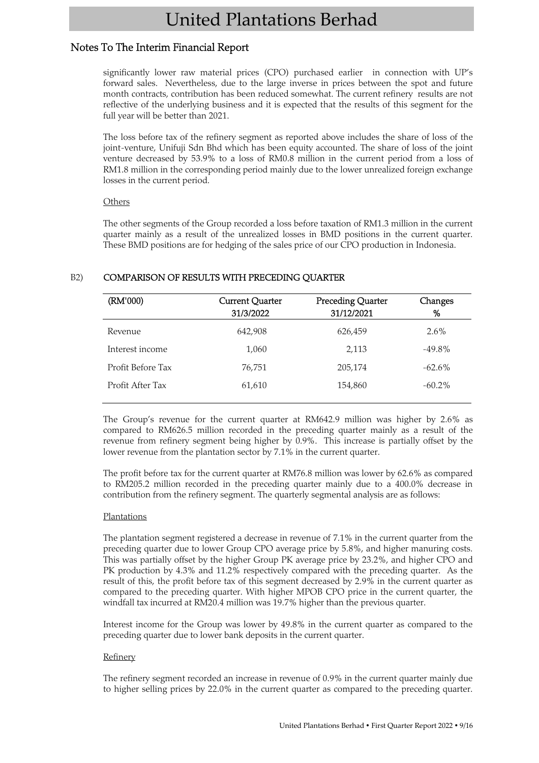significantly lower raw material prices (CPO) purchased earlier in connection with UP's forward sales. Nevertheless, due to the large inverse in prices between the spot and future month contracts, contribution has been reduced somewhat. The current refinery results are not reflective of the underlying business and it is expected that the results of this segment for the full year will be better than 2021.

The loss before tax of the refinery segment as reported above includes the share of loss of the joint-venture, Unifuji Sdn Bhd which has been equity accounted. The share of loss of the joint venture decreased by 53.9% to a loss of RM0.8 million in the current period from a loss of RM1.8 million in the corresponding period mainly due to the lower unrealized foreign exchange losses in the current period.

Others

The other segments of the Group recorded a loss before taxation of RM1.3 million in the current quarter mainly as a result of the unrealized losses in BMD positions in the current quarter. These BMD positions are for hedging of the sales price of our CPO production in Indonesia.

## B2) COMPARISON OF RESULTS WITH PRECEDING QUARTER

| (RM'000) | Current Quarter 31/3/2022 | Preceding Quarter 31/12/2021 | Changes % |
|---|---|---|---|
| Revenue | 642,908 | 626,459 | 2.6% |
| Interest income | 1,060 | 2,113 | -49.8% |
| Profit Before Tax | 76,751 | 205,174 | -62.6% |
| Profit After Tax | 61,610 | 154,860 | -60.2% |

The Group's revenue for the current quarter at RM642.9 million was higher by 2.6% as compared to RM626.5 million recorded in the preceding quarter mainly as a result of the revenue from refinery segment being higher by 0.9%. This increase is partially offset by the lower revenue from the plantation sector by 7.1% in the current quarter.

The profit before tax for the current quarter at RM76.8 million was lower by 62.6% as compared to RM205.2 million recorded in the preceding quarter mainly due to a 400.0% decrease in contribution from the refinery segment. The quarterly segmental analysis are as follows:

Plantations

The plantation segment registered a decrease in revenue of 7.1% in the current quarter from the preceding quarter due to lower Group CPO average price by 5.8%, and higher manuring costs. This was partially offset by the higher Group PK average price by 23.2%, and higher CPO and PK production by 4.3% and 11.2% respectively compared with the preceding quarter. As the result of this, the profit before tax of this segment decreased by 2.9% in the current quarter as compared to the preceding quarter. With higher MPOB CPO price in the current quarter, the windfall tax incurred at RM20.4 million was 19.7% higher than the previous quarter.

Interest income for the Group was lower by 49.8% in the current quarter as compared to the preceding quarter due to lower bank deposits in the current quarter.

Refinery

The refinery segment recorded an increase in revenue of 0.9% in the current quarter mainly due to higher selling prices by 22.0% in the current quarter as compared to the preceding quarter.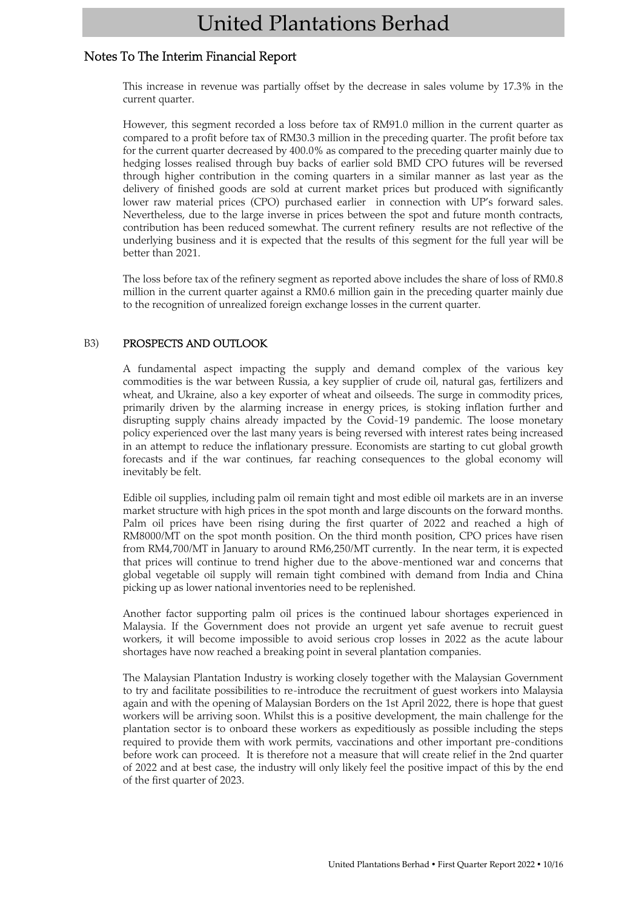## Notes To The Interim Financial Report

This increase in revenue was partially offset by the decrease in sales volume by 17.3% in the current quarter.

However, this segment recorded a loss before tax of RM91.0 million in the current quarter as compared to a profit before tax of RM30.3 million in the preceding quarter. The profit before tax for the current quarter decreased by 400.0% as compared to the preceding quarter mainly due to hedging losses realised through buy backs of earlier sold BMD CPO futures will be reversed through higher contribution in the coming quarters in a similar manner as last year as the delivery of finished goods are sold at current market prices but produced with significantly lower raw material prices (CPO) purchased earlier in connection with UP's forward sales. Nevertheless, due to the large inverse in prices between the spot and future month contracts, contribution has been reduced somewhat. The current refinery results are not reflective of the underlying business and it is expected that the results of this segment for the full year will be better than 2021.

The loss before tax of the refinery segment as reported above includes the share of loss of RM0.8 million in the current quarter against a RM0.6 million gain in the preceding quarter mainly due to the recognition of unrealized foreign exchange losses in the current quarter.

### B3) PROSPECTS AND OUTLOOK

A fundamental aspect impacting the supply and demand complex of the various key commodities is the war between Russia, a key supplier of crude oil, natural gas, fertilizers and wheat, and Ukraine, also a key exporter of wheat and oilseeds. The surge in commodity prices, primarily driven by the alarming increase in energy prices, is stoking inflation further and disrupting supply chains already impacted by the Covid-19 pandemic. The loose monetary policy experienced over the last many years is being reversed with interest rates being increased in an attempt to reduce the inflationary pressure. Economists are starting to cut global growth forecasts and if the war continues, far reaching consequences to the global economy will inevitably be felt.

Edible oil supplies, including palm oil remain tight and most edible oil markets are in an inverse market structure with high prices in the spot month and large discounts on the forward months. Palm oil prices have been rising during the first quarter of 2022 and reached a high of RM8000/MT on the spot month position. On the third month position, CPO prices have risen from RM4,700/MT in January to around RM6,250/MT currently. In the near term, it is expected that prices will continue to trend higher due to the above-mentioned war and concerns that global vegetable oil supply will remain tight combined with demand from India and China picking up as lower national inventories need to be replenished.

Another factor supporting palm oil prices is the continued labour shortages experienced in Malaysia. If the Government does not provide an urgent yet safe avenue to recruit guest workers, it will become impossible to avoid serious crop losses in 2022 as the acute labour shortages have now reached a breaking point in several plantation companies.

The Malaysian Plantation Industry is working closely together with the Malaysian Government to try and facilitate possibilities to re-introduce the recruitment of guest workers into Malaysia again and with the opening of Malaysian Borders on the 1st April 2022, there is hope that guest workers will be arriving soon. Whilst this is a positive development, the main challenge for the plantation sector is to onboard these workers as expeditiously as possible including the steps required to provide them with work permits, vaccinations and other important pre-conditions before work can proceed. It is therefore not a measure that will create relief in the 2nd quarter of 2022 and at best case, the industry will only likely feel the positive impact of this by the end of the first quarter of 2023.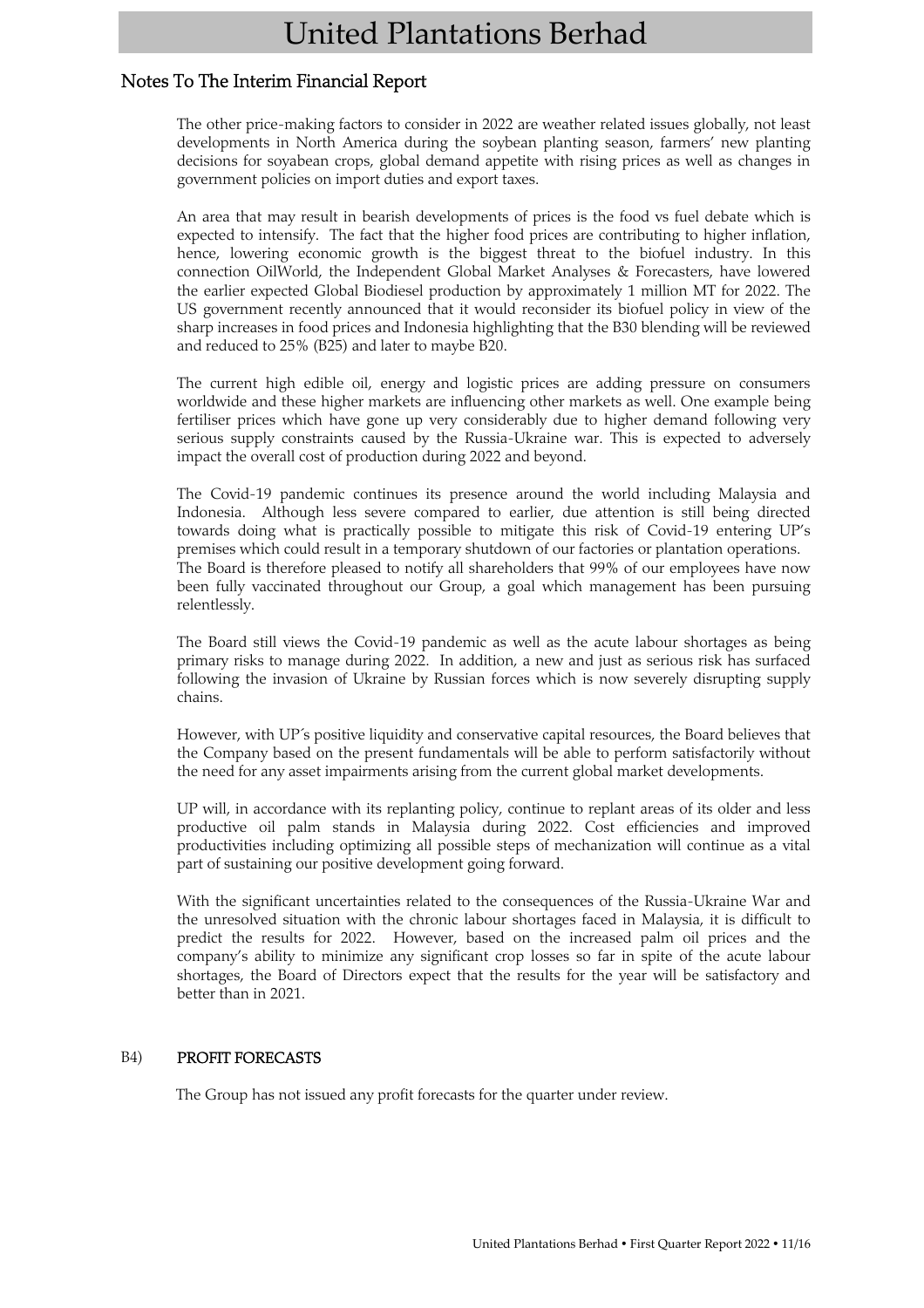## Notes To The Interim Financial Report

The other price-making factors to consider in 2022 are weather related issues globally, not least developments in North America during the soybean planting season, farmers' new planting decisions for soyabean crops, global demand appetite with rising prices as well as changes in government policies on import duties and export taxes.

An area that may result in bearish developments of prices is the food vs fuel debate which is expected to intensify. The fact that the higher food prices are contributing to higher inflation, hence, lowering economic growth is the biggest threat to the biofuel industry. In this connection OilWorld, the Independent Global Market Analyses & Forecasters, have lowered the earlier expected Global Biodiesel production by approximately 1 million MT for 2022. The US government recently announced that it would reconsider its biofuel policy in view of the sharp increases in food prices and Indonesia highlighting that the B30 blending will be reviewed and reduced to 25% (B25) and later to maybe B20.

The current high edible oil, energy and logistic prices are adding pressure on consumers worldwide and these higher markets are influencing other markets as well. One example being fertiliser prices which have gone up very considerably due to higher demand following very serious supply constraints caused by the Russia-Ukraine war. This is expected to adversely impact the overall cost of production during 2022 and beyond.

The Covid-19 pandemic continues its presence around the world including Malaysia and Indonesia. Although less severe compared to earlier, due attention is still being directed towards doing what is practically possible to mitigate this risk of Covid-19 entering UP's premises which could result in a temporary shutdown of our factories or plantation operations. The Board is therefore pleased to notify all shareholders that 99% of our employees have now been fully vaccinated throughout our Group, a goal which management has been pursuing relentlessly.

The Board still views the Covid-19 pandemic as well as the acute labour shortages as being primary risks to manage during 2022. In addition, a new and just as serious risk has surfaced following the invasion of Ukraine by Russian forces which is now severely disrupting supply chains.

However, with UP´s positive liquidity and conservative capital resources, the Board believes that the Company based on the present fundamentals will be able to perform satisfactorily without the need for any asset impairments arising from the current global market developments.

UP will, in accordance with its replanting policy, continue to replant areas of its older and less productive oil palm stands in Malaysia during 2022. Cost efficiencies and improved productivities including optimizing all possible steps of mechanization will continue as a vital part of sustaining our positive development going forward.

With the significant uncertainties related to the consequences of the Russia-Ukraine War and the unresolved situation with the chronic labour shortages faced in Malaysia, it is difficult to predict the results for 2022. However, based on the increased palm oil prices and the company's ability to minimize any significant crop losses so far in spite of the acute labour shortages, the Board of Directors expect that the results for the year will be satisfactory and better than in 2021.

### B4) PROFIT FORECASTS

The Group has not issued any profit forecasts for the quarter under review.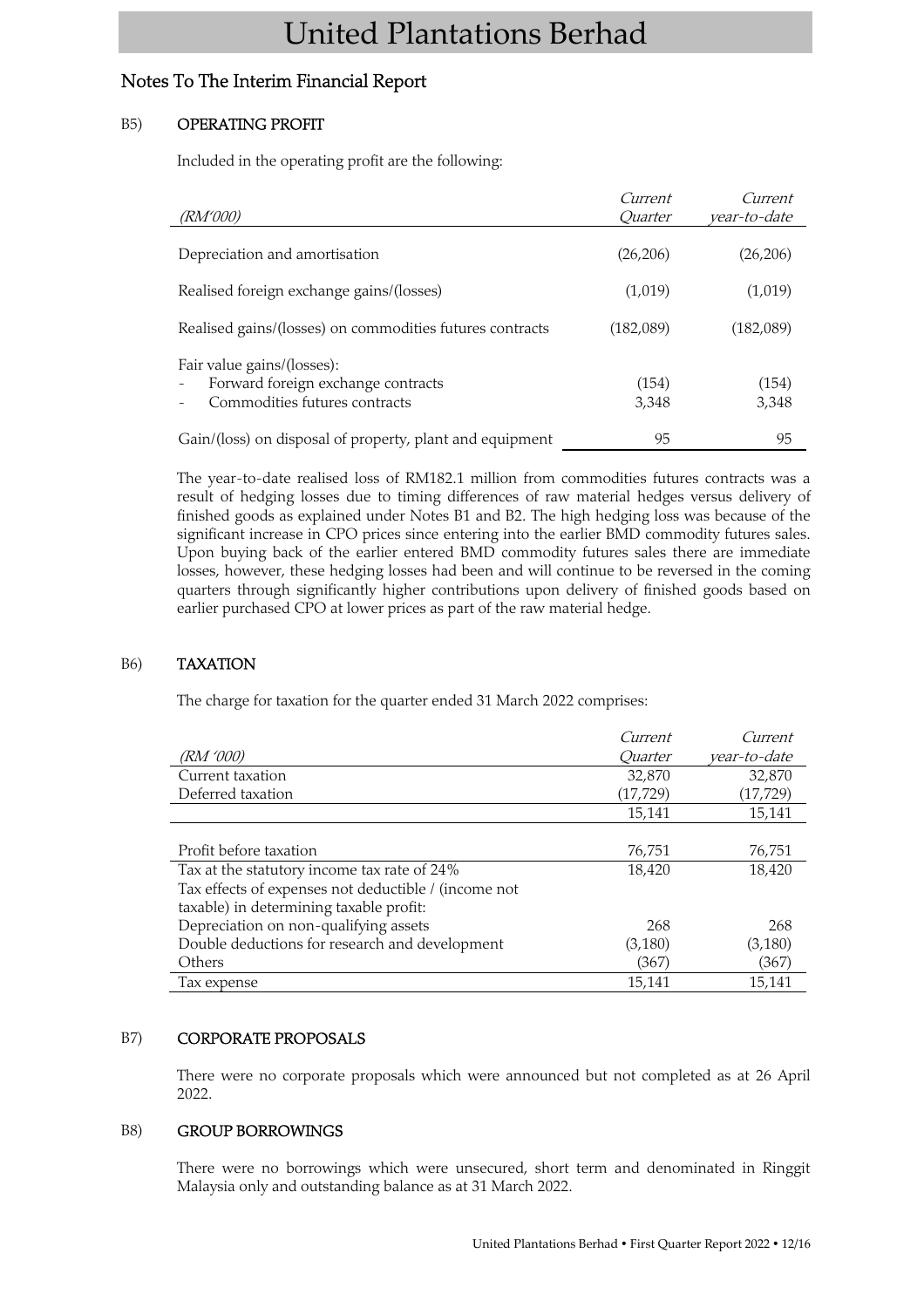## Notes To The Interim Financial Report

### B5) OPERATING PROFIT

Included in the operating profit are the following:

| *(RM'000)* | *Current Quarter* | *Current year-to-date* |
|---|---|---|
| Depreciation and amortisation | (26,206) | (26,206) |
| Realised foreign exchange gains/(losses) | (1,019) | (1,019) |
| Realised gains/(losses) on commodities futures contracts | (182,089) | (182,089) |
| Fair value gains/(losses): | | |
| - Forward foreign exchange contracts | (154) | (154) |
| - Commodities futures contracts | 3,348 | 3,348 |
| Gain/(loss) on disposal of property, plant and equipment | 95 | 95 |

The year-to-date realised loss of RM182.1 million from commodities futures contracts was a result of hedging losses due to timing differences of raw material hedges versus delivery of finished goods as explained under Notes B1 and B2. The high hedging loss was because of the significant increase in CPO prices since entering into the earlier BMD commodity futures sales. Upon buying back of the earlier entered BMD commodity futures sales there are immediate losses, however, these hedging losses had been and will continue to be reversed in the coming quarters through significantly higher contributions upon delivery of finished goods based on earlier purchased CPO at lower prices as part of the raw material hedge.

### B6) TAXATION

The charge for taxation for the quarter ended 31 March 2022 comprises:

| *(RM '000)* | *Current Quarter* | *Current year-to-date* |
|---|---|---|
| Current taxation | 32,870 | 32,870 |
| Deferred taxation | (17,729) | (17,729) |
| | 15,141 | 15,141 |
| | | |
| Profit before taxation | 76,751 | 76,751 |
| Tax at the statutory income tax rate of 24% | 18,420 | 18,420 |
| Tax effects of expenses not deductible / (income not taxable) in determining taxable profit: | | |
| Depreciation on non-qualifying assets | 268 | 268 |
| Double deductions for research and development | (3,180) | (3,180) |
| Others | (367) | (367) |
| Tax expense | 15,141 | 15,141 |

### B7) CORPORATE PROPOSALS

There were no corporate proposals which were announced but not completed as at 26 April 2022.

### B8) GROUP BORROWINGS

There were no borrowings which were unsecured, short term and denominated in Ringgit Malaysia only and outstanding balance as at 31 March 2022.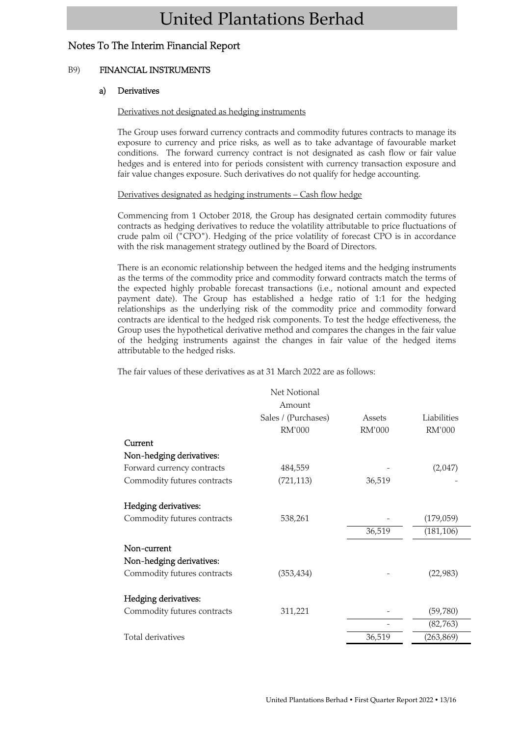# Notes To The Interim Financial Report

## B9) FINANCIAL INSTRUMENTS

### a) Derivatives

Derivatives not designated as hedging instruments

The Group uses forward currency contracts and commodity futures contracts to manage its exposure to currency and price risks, as well as to take advantage of favourable market conditions. The forward currency contract is not designated as cash flow or fair value hedges and is entered into for periods consistent with currency transaction exposure and fair value changes exposure. Such derivatives do not qualify for hedge accounting.

Derivatives designated as hedging instruments – Cash flow hedge

Commencing from 1 October 2018, the Group has designated certain commodity futures contracts as hedging derivatives to reduce the volatility attributable to price fluctuations of crude palm oil ("CPO"). Hedging of the price volatility of forecast CPO is in accordance with the risk management strategy outlined by the Board of Directors.

There is an economic relationship between the hedged items and the hedging instruments as the terms of the commodity price and commodity forward contracts match the terms of the expected highly probable forecast transactions (i.e., notional amount and expected payment date). The Group has established a hedge ratio of 1:1 for the hedging relationships as the underlying risk of the commodity price and commodity forward contracts are identical to the hedged risk components. To test the hedge effectiveness, the Group uses the hypothetical derivative method and compares the changes in the fair value of the hedging instruments against the changes in fair value of the hedged items attributable to the hedged risks.

The fair values of these derivatives as at 31 March 2022 are as follows:

| | Net Notional Amount Sales / (Purchases) RM'000 | Assets RM'000 | Liabilities RM'000 |
|---|---|---|---|
| **Current** | | | |
| **Non-hedging derivatives:** | | | |
| Forward currency contracts | 484,559 | - | (2,047) |
| Commodity futures contracts | (721,113) | 36,519 | - |
| **Hedging derivatives:** | | | |
| Commodity futures contracts | 538,261 | - | (179,059) |
| | | 36,519 | (181,106) |
| **Non-current** | | | |
| **Non-hedging derivatives:** | | | |
| Commodity futures contracts | (353,434) | - | (22,983) |
| **Hedging derivatives:** | | | |
| Commodity futures contracts | 311,221 | - | (59,780) |
| | | - | (82,763) |
| Total derivatives | | 36,519 | (263,869) |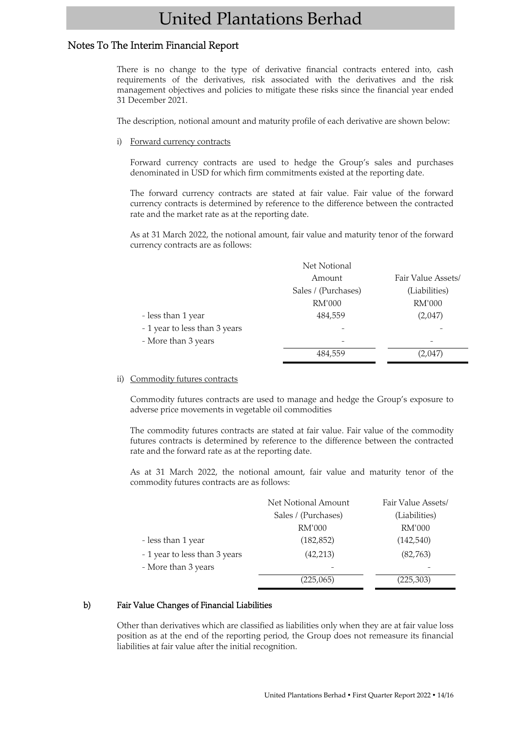## Notes To The Interim Financial Report

There is no change to the type of derivative financial contracts entered into, cash requirements of the derivatives, risk associated with the derivatives and the risk management objectives and policies to mitigate these risks since the financial year ended 31 December 2021.

The description, notional amount and maturity profile of each derivative are shown below:

i) Forward currency contracts

Forward currency contracts are used to hedge the Group's sales and purchases denominated in USD for which firm commitments existed at the reporting date.

The forward currency contracts are stated at fair value. Fair value of the forward currency contracts is determined by reference to the difference between the contracted rate and the market rate as at the reporting date.

As at 31 March 2022, the notional amount, fair value and maturity tenor of the forward currency contracts are as follows:

| | Net Notional Amount Sales / (Purchases) RM'000 | Fair Value Assets/ (Liabilities) RM'000 |
|---|---|---|
| - less than 1 year | 484,559 | (2,047) |
| - 1 year to less than 3 years | - | - |
| - More than 3 years | - | - |
| | 484,559 | (2,047) |

ii) Commodity futures contracts

Commodity futures contracts are used to manage and hedge the Group's exposure to adverse price movements in vegetable oil commodities

The commodity futures contracts are stated at fair value. Fair value of the commodity futures contracts is determined by reference to the difference between the contracted rate and the forward rate as at the reporting date.

As at 31 March 2022, the notional amount, fair value and maturity tenor of the commodity futures contracts are as follows:

| | Net Notional Amount Sales / (Purchases) RM'000 | Fair Value Assets/ (Liabilities) RM'000 |
|---|---|---|
| - less than 1 year | (182,852) | (142,540) |
| - 1 year to less than 3 years | (42,213) | (82,763) |
| - More than 3 years | - | - |
| | (225,065) | (225,303) |

### b) Fair Value Changes of Financial Liabilities

Other than derivatives which are classified as liabilities only when they are at fair value loss position as at the end of the reporting period, the Group does not remeasure its financial liabilities at fair value after the initial recognition.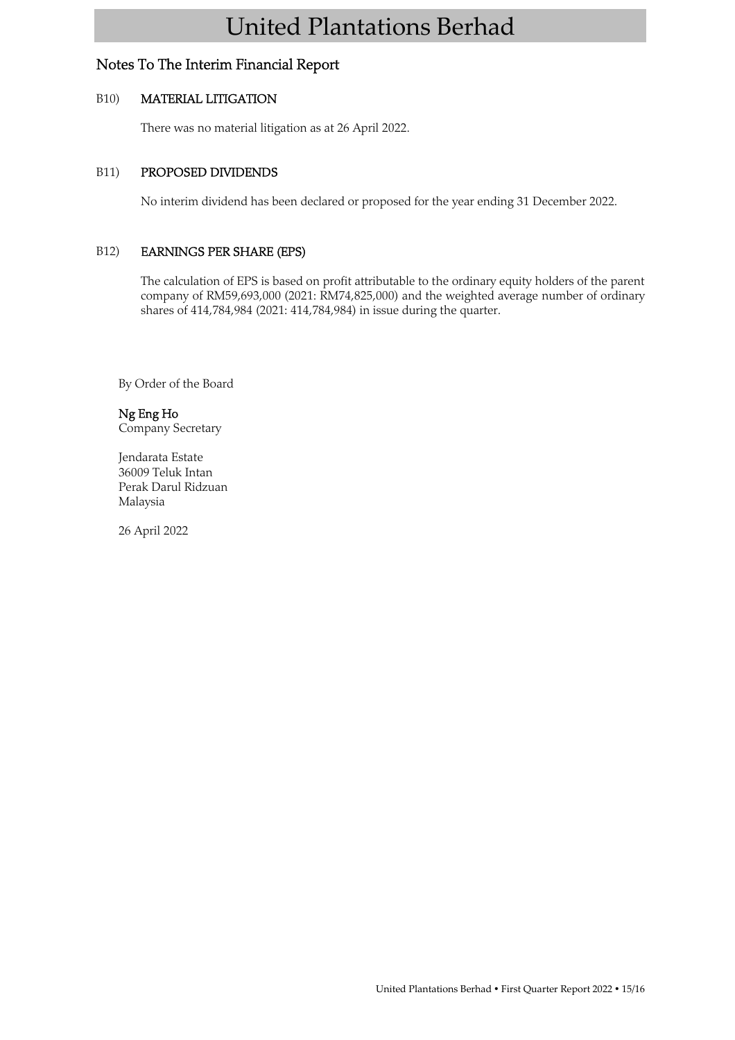## Notes To The Interim Financial Report

### B10) MATERIAL LITIGATION

There was no material litigation as at 26 April 2022.

### B11) PROPOSED DIVIDENDS

No interim dividend has been declared or proposed for the year ending 31 December 2022.

### B12) EARNINGS PER SHARE (EPS)

The calculation of EPS is based on profit attributable to the ordinary equity holders of the parent company of RM59,693,000 (2021: RM74,825,000) and the weighted average number of ordinary shares of 414,784,984 (2021: 414,784,984) in issue during the quarter.

By Order of the Board

**Ng Eng Ho**
Company Secretary

Jendarata Estate
36009 Teluk Intan
Perak Darul Ridzuan
Malaysia

26 April 2022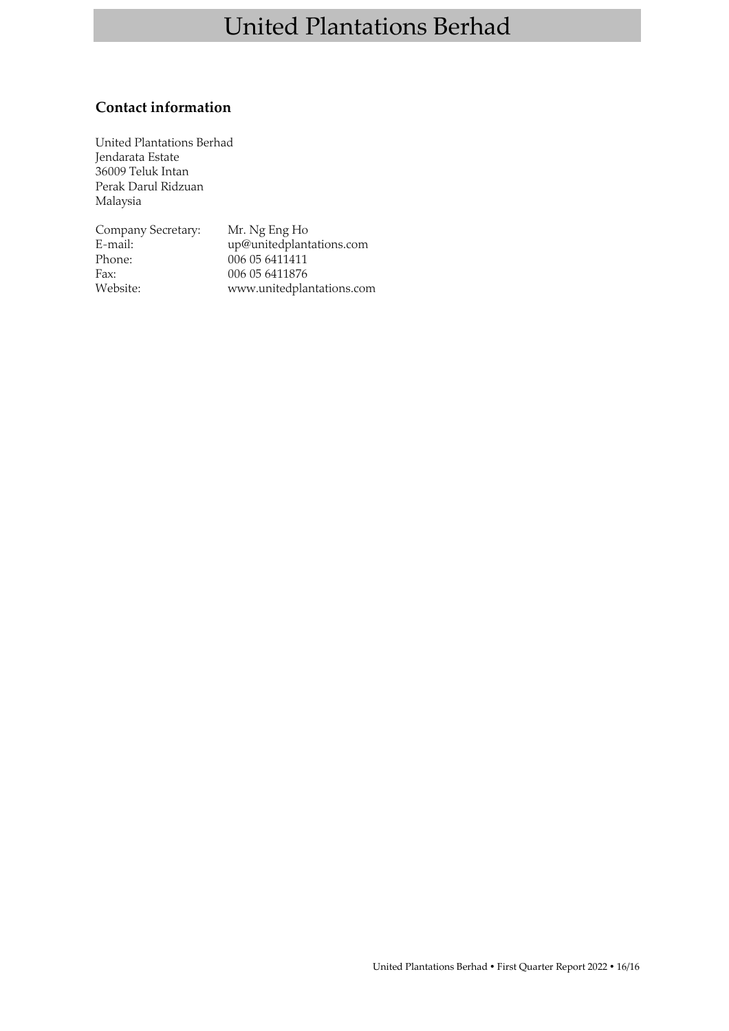## Contact information

United Plantations Berhad
Jendarata Estate
36009 Teluk Intan
Perak Darul Ridzuan
Malaysia

| | |
|---|---|
| Company Secretary: | Mr. Ng Eng Ho |
| E-mail: | up@unitedplantations.com |
| Phone: | 006 05 6411411 |
| Fax: | 006 05 6411876 |
| Website: | www.unitedplantations.com |